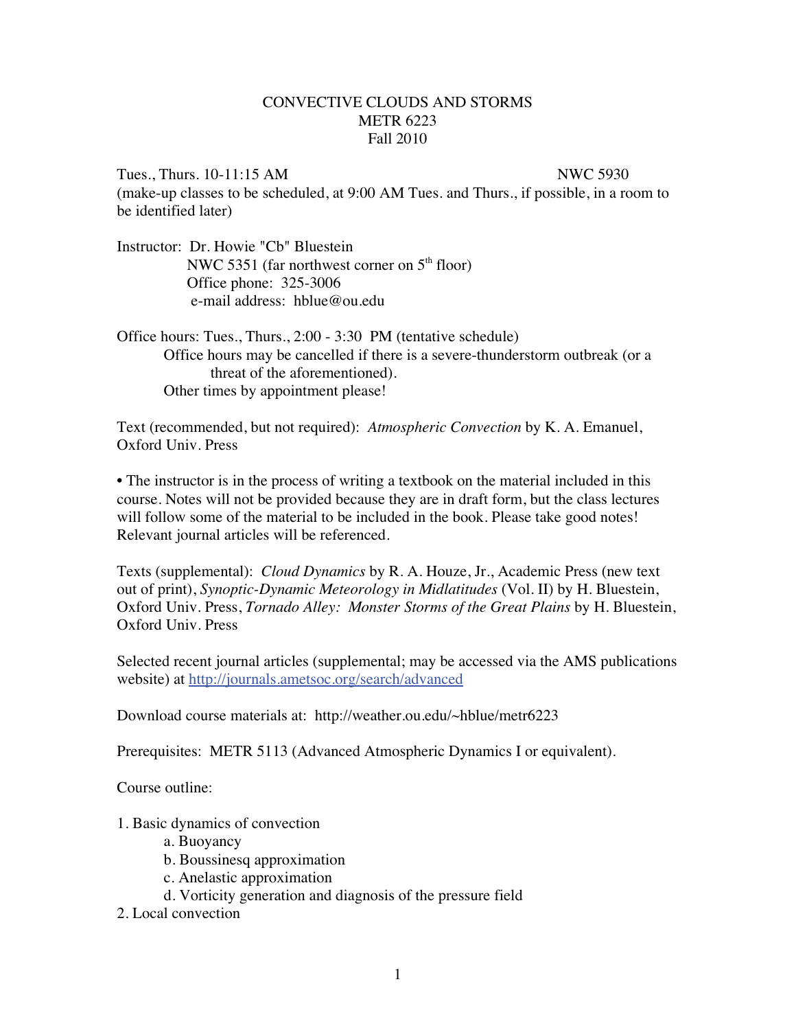# CONVECTIVE CLOUDS AND STORMS
## METR 6223
## Fall 2010

Tues., Thurs. 10-11:15 AM NWC 5930
(make-up classes to be scheduled, at 9:00 AM Tues. and Thurs., if possible, in a room to be identified later)

Instructor: Dr. Howie "Cb" Bluestein
NWC 5351 (far northwest corner on 5th floor)
Office phone: 325-3006
e-mail address: hblue@ou.edu

Office hours: Tues., Thurs., 2:00 - 3:30 PM (tentative schedule)
Office hours may be cancelled if there is a severe-thunderstorm outbreak (or a threat of the aforementioned).
Other times by appointment please!

Text (recommended, but not required): *Atmospheric Convection* by K. A. Emanuel, Oxford Univ. Press

• The instructor is in the process of writing a textbook on the material included in this course. Notes will not be provided because they are in draft form, but the class lectures will follow some of the material to be included in the book. Please take good notes! Relevant journal articles will be referenced.

Texts (supplemental): *Cloud Dynamics* by R. A. Houze, Jr., Academic Press (new text out of print), *Synoptic-Dynamic Meteorology in Midlatitudes* (Vol. II) by H. Bluestein, Oxford Univ. Press, *Tornado Alley: Monster Storms of the Great Plains* by H. Bluestein, Oxford Univ. Press

Selected recent journal articles (supplemental; may be accessed via the AMS publications website) at http://journals.ametsoc.org/search/advanced

Download course materials at: http://weather.ou.edu/~hblue/metr6223

Prerequisites: METR 5113 (Advanced Atmospheric Dynamics I or equivalent).

Course outline:

1. Basic dynamics of convection
   - a. Buoyancy
   - b. Boussinesq approximation
   - c. Anelastic approximation
   - d. Vorticity generation and diagnosis of the pressure field
2. Local convection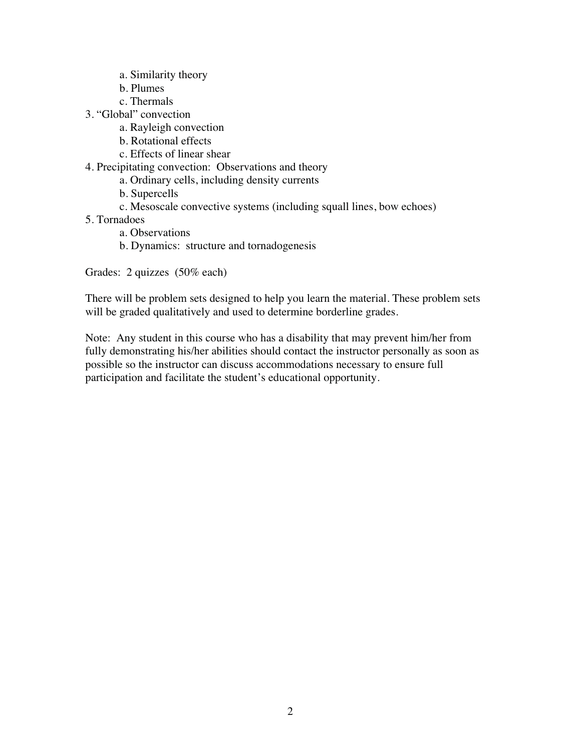- a. Similarity theory
- b. Plumes
- c. Thermals

3. "Global" convection
    - a. Rayleigh convection
    - b. Rotational effects
    - c. Effects of linear shear
4. Precipitating convection: Observations and theory
    - a. Ordinary cells, including density currents
    - b. Supercells
    - c. Mesoscale convective systems (including squall lines, bow echoes)
5. Tornadoes
    - a. Observations
    - b. Dynamics: structure and tornadogenesis

Grades: 2 quizzes (50% each)

There will be problem sets designed to help you learn the material. These problem sets will be graded qualitatively and used to determine borderline grades.

Note: Any student in this course who has a disability that may prevent him/her from fully demonstrating his/her abilities should contact the instructor personally as soon as possible so the instructor can discuss accommodations necessary to ensure full participation and facilitate the student's educational opportunity.